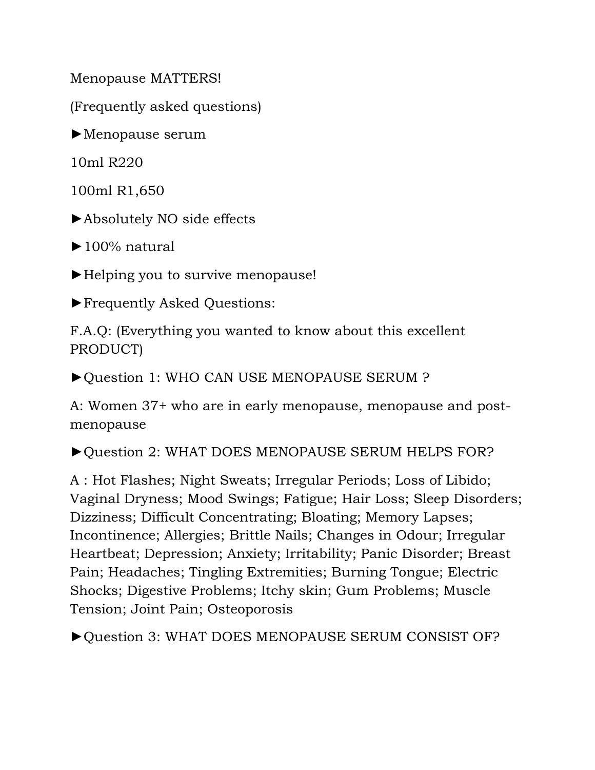Menopause MATTERS!

(Frequently asked questions)

►Menopause serum

10ml R220

100ml R1,650

►Absolutely NO side effects

►100% natural

►Helping you to survive menopause!

►Frequently Asked Questions:

F.A.Q: (Everything you wanted to know about this excellent PRODUCT)

►Question 1: WHO CAN USE MENOPAUSE SERUM ?

A: Women 37+ who are in early menopause, menopause and post-menopause

►Question 2: WHAT DOES MENOPAUSE SERUM HELPS FOR?

A : Hot Flashes; Night Sweats; Irregular Periods; Loss of Libido; Vaginal Dryness; Mood Swings; Fatigue; Hair Loss; Sleep Disorders; Dizziness; Difficult Concentrating; Bloating; Memory Lapses; Incontinence; Allergies; Brittle Nails; Changes in Odour; Irregular Heartbeat; Depression; Anxiety; Irritability; Panic Disorder; Breast Pain; Headaches; Tingling Extremities; Burning Tongue; Electric Shocks; Digestive Problems; Itchy skin; Gum Problems; Muscle Tension; Joint Pain; Osteoporosis

►Question 3: WHAT DOES MENOPAUSE SERUM CONSIST OF?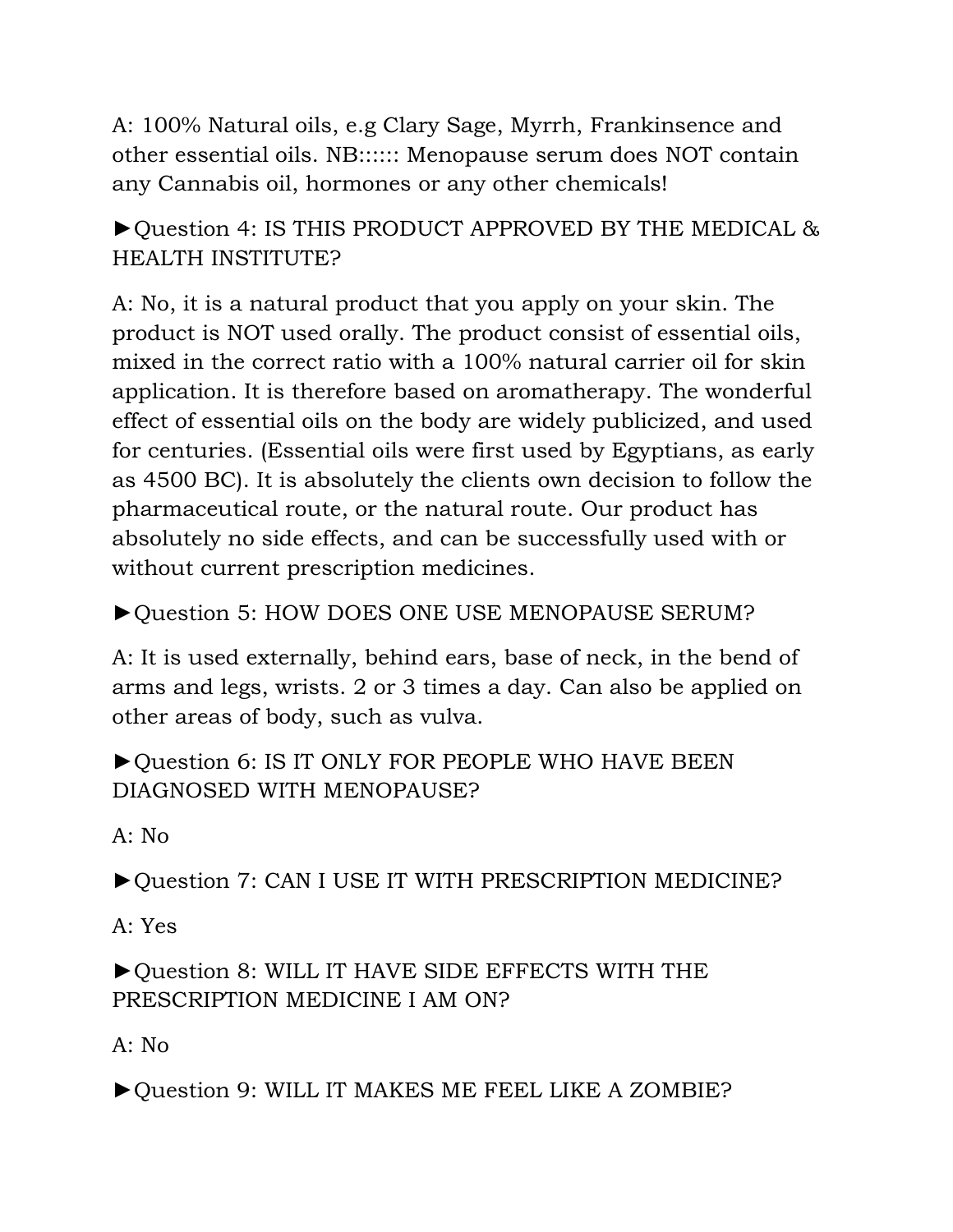A: 100% Natural oils, e.g Clary Sage, Myrrh, Frankinsence and other essential oils. NB:::::: Menopause serum does NOT contain any Cannabis oil, hormones or any other chemicals!

►Question 4: IS THIS PRODUCT APPROVED BY THE MEDICAL & HEALTH INSTITUTE?

A: No, it is a natural product that you apply on your skin. The product is NOT used orally. The product consist of essential oils, mixed in the correct ratio with a 100% natural carrier oil for skin application. It is therefore based on aromatherapy. The wonderful effect of essential oils on the body are widely publicized, and used for centuries. (Essential oils were first used by Egyptians, as early as 4500 BC). It is absolutely the clients own decision to follow the pharmaceutical route, or the natural route. Our product has absolutely no side effects, and can be successfully used with or without current prescription medicines.

►Question 5: HOW DOES ONE USE MENOPAUSE SERUM?

A: It is used externally, behind ears, base of neck, in the bend of arms and legs, wrists. 2 or 3 times a day. Can also be applied on other areas of body, such as vulva.

►Question 6: IS IT ONLY FOR PEOPLE WHO HAVE BEEN DIAGNOSED WITH MENOPAUSE?

A: No

►Question 7: CAN I USE IT WITH PRESCRIPTION MEDICINE?

A: Yes

►Question 8: WILL IT HAVE SIDE EFFECTS WITH THE PRESCRIPTION MEDICINE I AM ON?

A: No

►Question 9: WILL IT MAKES ME FEEL LIKE A ZOMBIE?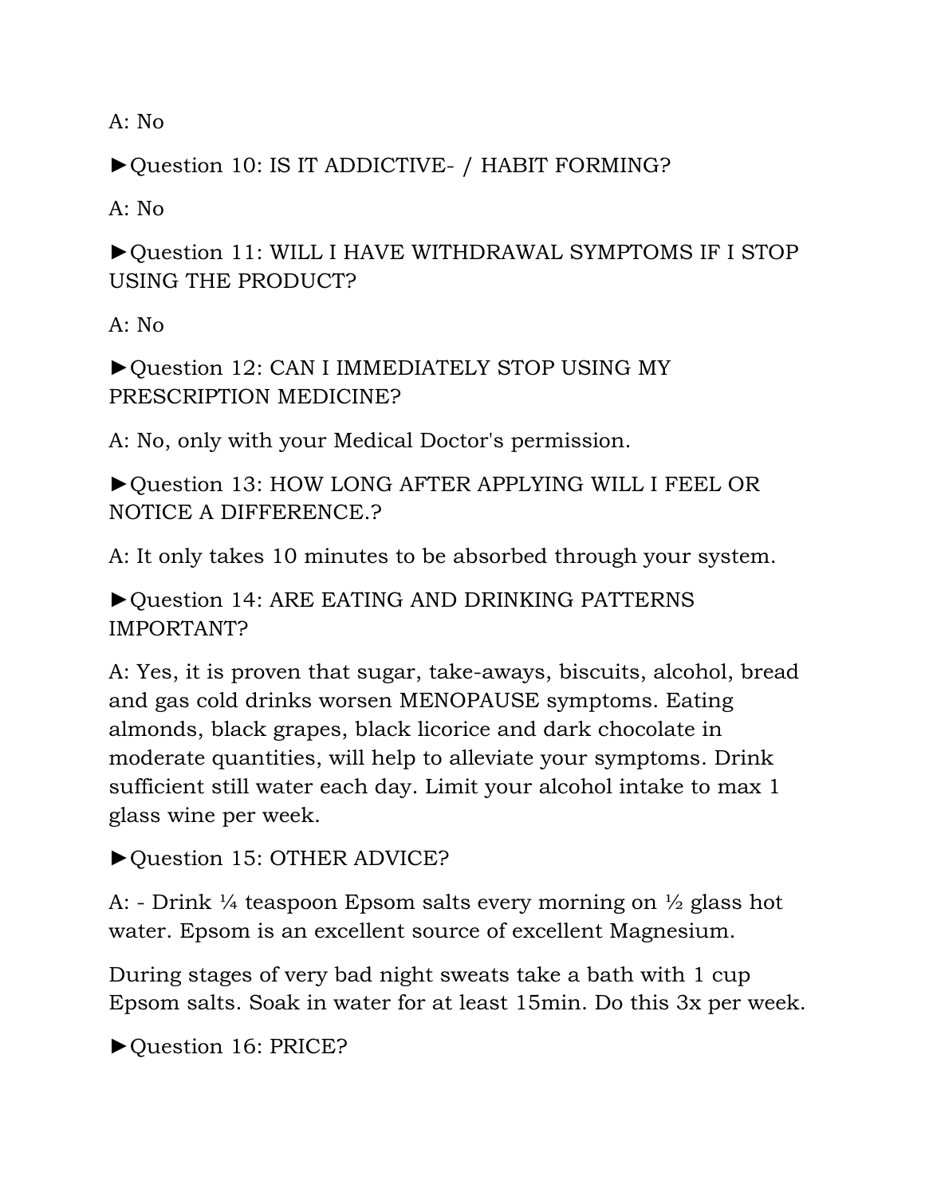A: No

►Question 10: IS IT ADDICTIVE- / HABIT FORMING?

A: No

►Question 11: WILL I HAVE WITHDRAWAL SYMPTOMS IF I STOP USING THE PRODUCT?

A: No

►Question 12: CAN I IMMEDIATELY STOP USING MY PRESCRIPTION MEDICINE?

A: No, only with your Medical Doctor's permission.

►Question 13: HOW LONG AFTER APPLYING WILL I FEEL OR NOTICE A DIFFERENCE.?

A: It only takes 10 minutes to be absorbed through your system.

►Question 14: ARE EATING AND DRINKING PATTERNS IMPORTANT?

A: Yes, it is proven that sugar, take-aways, biscuits, alcohol, bread and gas cold drinks worsen MENOPAUSE symptoms. Eating almonds, black grapes, black licorice and dark chocolate in moderate quantities, will help to alleviate your symptoms. Drink sufficient still water each day. Limit your alcohol intake to max 1 glass wine per week.

►Question 15: OTHER ADVICE?

A: - Drink ¼ teaspoon Epsom salts every morning on ½ glass hot water. Epsom is an excellent source of excellent Magnesium.

During stages of very bad night sweats take a bath with 1 cup Epsom salts. Soak in water for at least 15min. Do this 3x per week.

►Question 16: PRICE?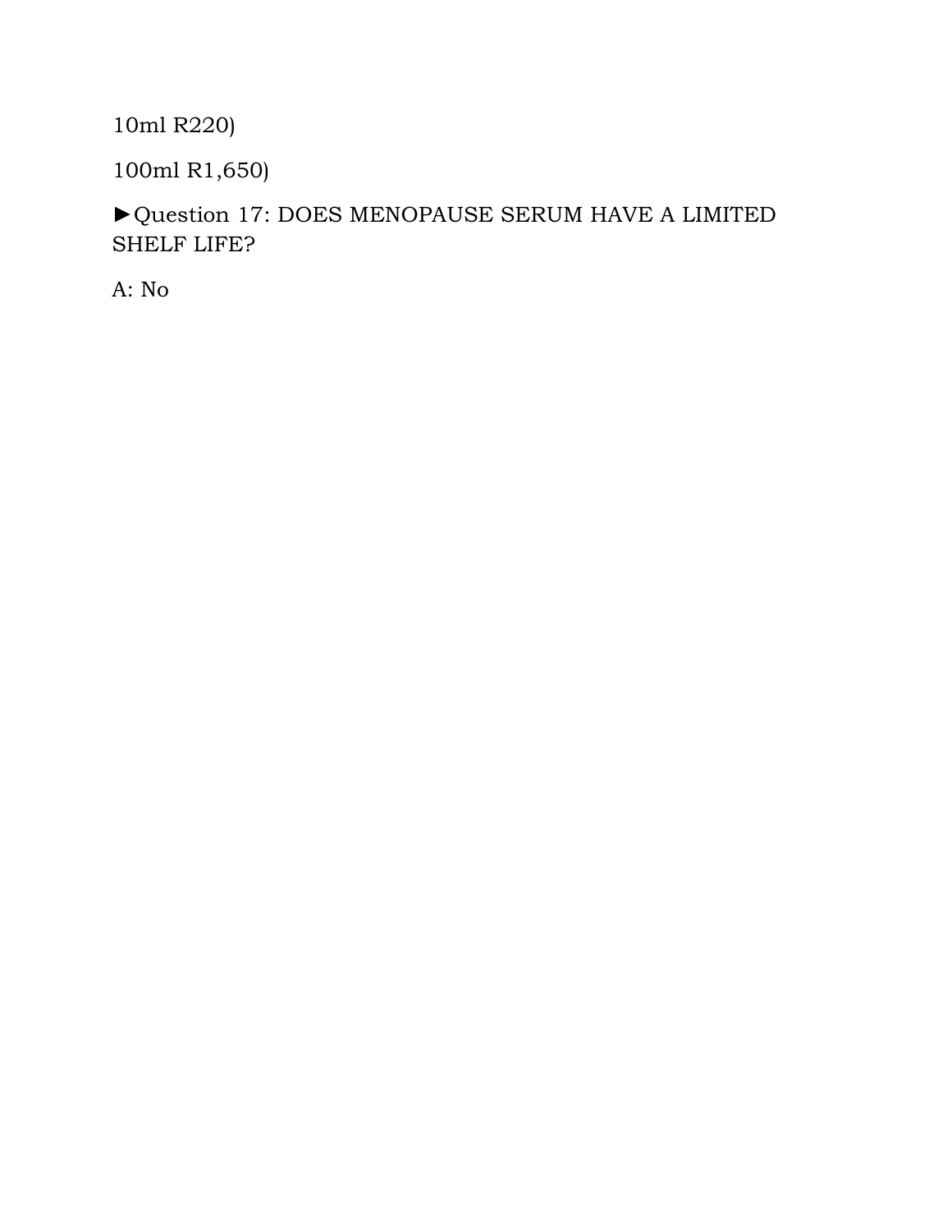10ml R220)

100ml R1,650)

►Question 17: DOES MENOPAUSE SERUM HAVE A LIMITED SHELF LIFE?

A: No